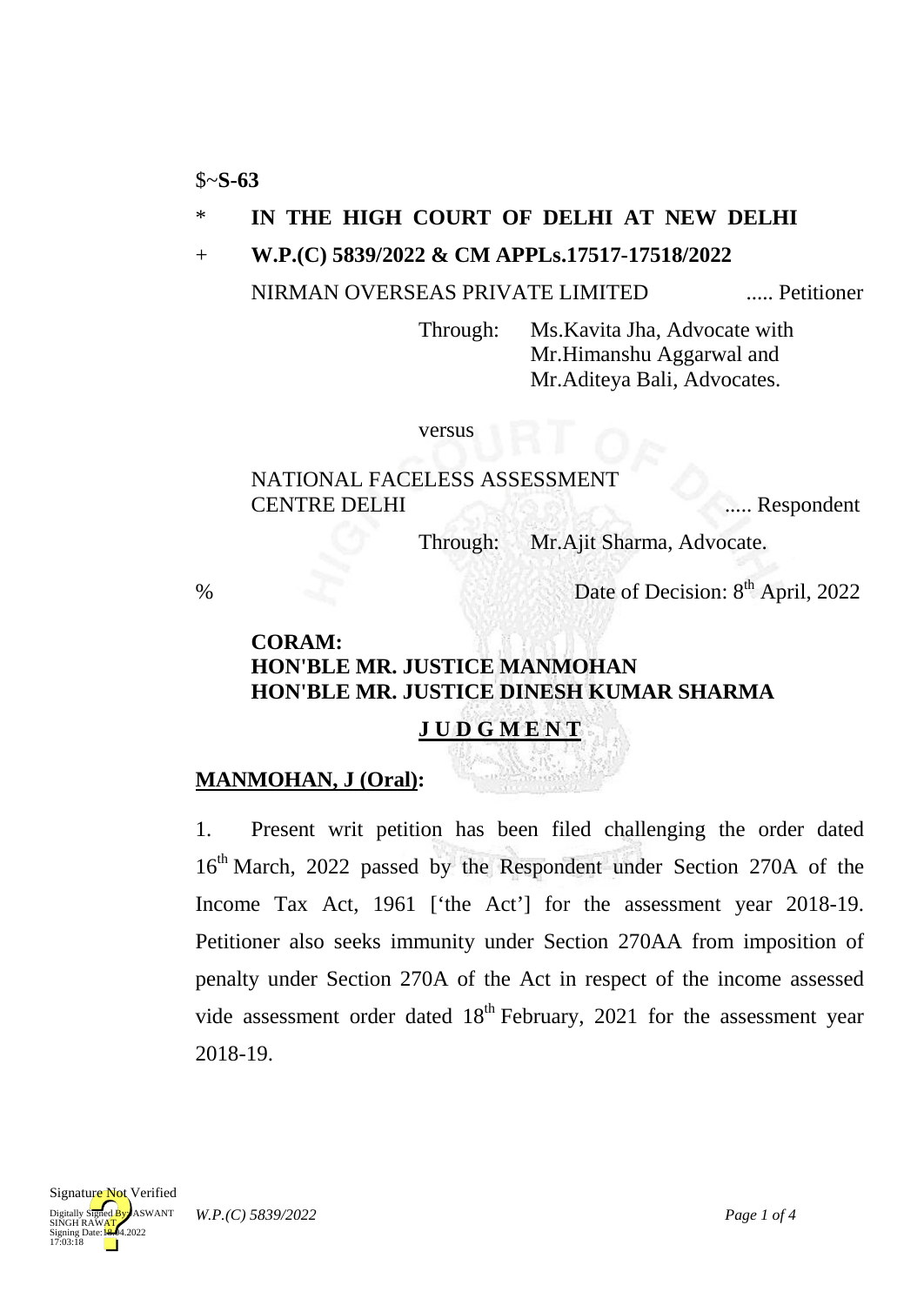$~**S-63**

\* **IN THE HIGH COURT OF DELHI AT NEW DELHI**

\+ **W.P.(C) 5839/2022 & CM APPLs.17517-17518/2022**

NIRMAN OVERSEAS PRIVATE LIMITED ..... Petitioner

Through: Ms.Kavita Jha, Advocate with Mr.Himanshu Aggarwal and Mr.Aditeya Bali, Advocates.

versus

NATIONAL FACELESS ASSESSMENT CENTRE DELHI ..... Respondent

Through: Mr.Ajit Sharma, Advocate.

% Date of Decision: 8th April, 2022

**CORAM:**
**HON'BLE MR. JUSTICE MANMOHAN**
**HON'BLE MR. JUSTICE DINESH KUMAR SHARMA**

**J U D G M E N T**

**MANMOHAN, J (Oral):**

1. Present writ petition has been filed challenging the order dated 16th March, 2022 passed by the Respondent under Section 270A of the Income Tax Act, 1961 ['the Act'] for the assessment year 2018-19. Petitioner also seeks immunity under Section 270AA from imposition of penalty under Section 270A of the Act in respect of the income assessed vide assessment order dated 18th February, 2021 for the assessment year 2018-19.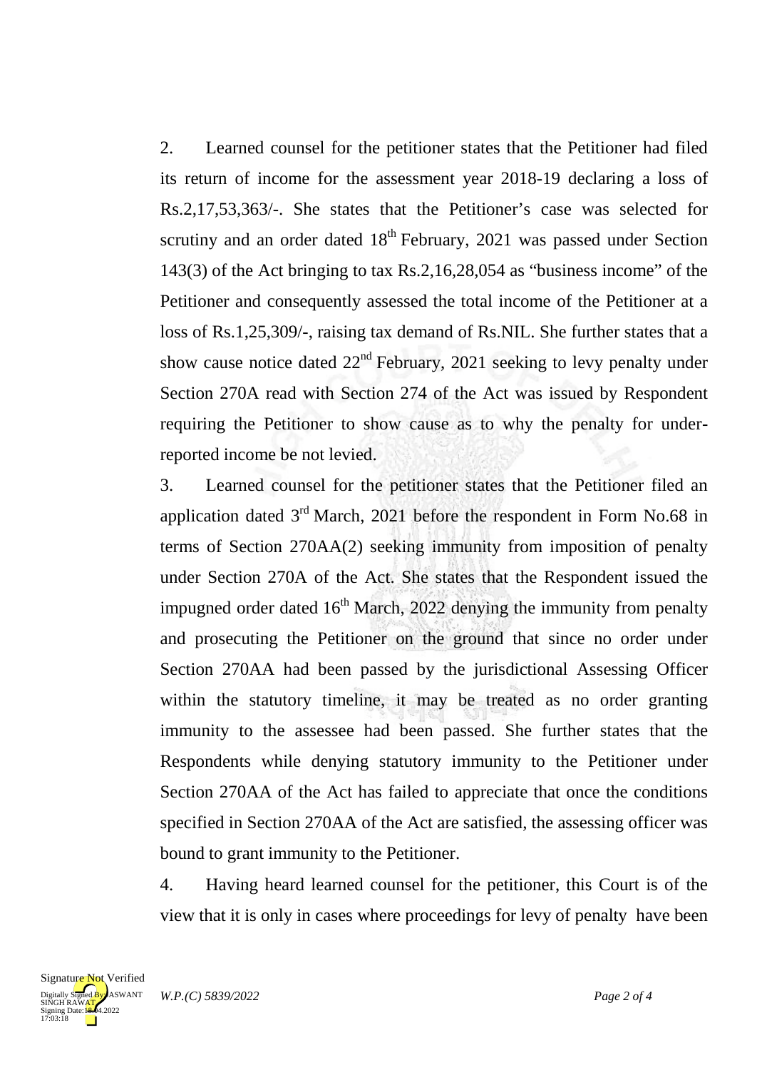2. Learned counsel for the petitioner states that the Petitioner had filed its return of income for the assessment year 2018-19 declaring a loss of Rs.2,17,53,363/-. She states that the Petitioner's case was selected for scrutiny and an order dated 18th February, 2021 was passed under Section 143(3) of the Act bringing to tax Rs.2,16,28,054 as "business income" of the Petitioner and consequently assessed the total income of the Petitioner at a loss of Rs.1,25,309/-, raising tax demand of Rs.NIL. She further states that a show cause notice dated 22nd February, 2021 seeking to levy penalty under Section 270A read with Section 274 of the Act was issued by Respondent requiring the Petitioner to show cause as to why the penalty for under-reported income be not levied.

3. Learned counsel for the petitioner states that the Petitioner filed an application dated 3rd March, 2021 before the respondent in Form No.68 in terms of Section 270AA(2) seeking immunity from imposition of penalty under Section 270A of the Act. She states that the Respondent issued the impugned order dated 16th March, 2022 denying the immunity from penalty and prosecuting the Petitioner on the ground that since no order under Section 270AA had been passed by the jurisdictional Assessing Officer within the statutory timeline, it may be treated as no order granting immunity to the assessee had been passed. She further states that the Respondents while denying statutory immunity to the Petitioner under Section 270AA of the Act has failed to appreciate that once the conditions specified in Section 270AA of the Act are satisfied, the assessing officer was bound to grant immunity to the Petitioner.

4. Having heard learned counsel for the petitioner, this Court is of the view that it is only in cases where proceedings for levy of penalty have been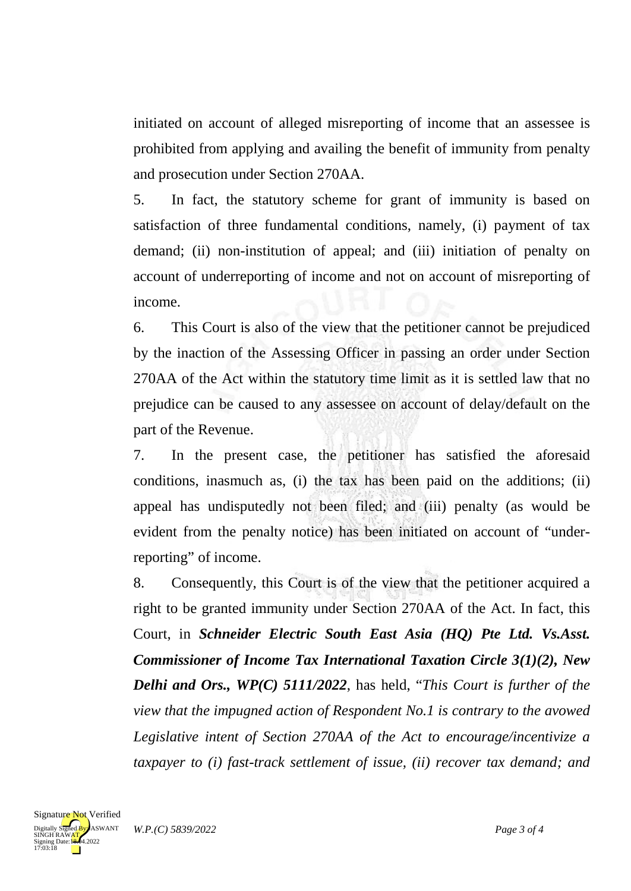initiated on account of alleged misreporting of income that an assessee is prohibited from applying and availing the benefit of immunity from penalty and prosecution under Section 270AA.

5. In fact, the statutory scheme for grant of immunity is based on satisfaction of three fundamental conditions, namely, (i) payment of tax demand; (ii) non-institution of appeal; and (iii) initiation of penalty on account of underreporting of income and not on account of misreporting of income.

6. This Court is also of the view that the petitioner cannot be prejudiced by the inaction of the Assessing Officer in passing an order under Section 270AA of the Act within the statutory time limit as it is settled law that no prejudice can be caused to any assessee on account of delay/default on the part of the Revenue.

7. In the present case, the petitioner has satisfied the aforesaid conditions, inasmuch as, (i) the tax has been paid on the additions; (ii) appeal has undisputedly not been filed; and (iii) penalty (as would be evident from the penalty notice) has been initiated on account of "under-reporting" of income.

8. Consequently, this Court is of the view that the petitioner acquired a right to be granted immunity under Section 270AA of the Act. In fact, this Court, in ***Schneider Electric South East Asia (HQ) Pte Ltd. Vs.Asst. Commissioner of Income Tax International Taxation Circle 3(1)(2), New Delhi and Ors., WP(C) 5111/2022***, has held, "*This Court is further of the view that the impugned action of Respondent No.1 is contrary to the avowed Legislative intent of Section 270AA of the Act to encourage/incentivize a taxpayer to (i) fast-track settlement of issue, (ii) recover tax demand; and*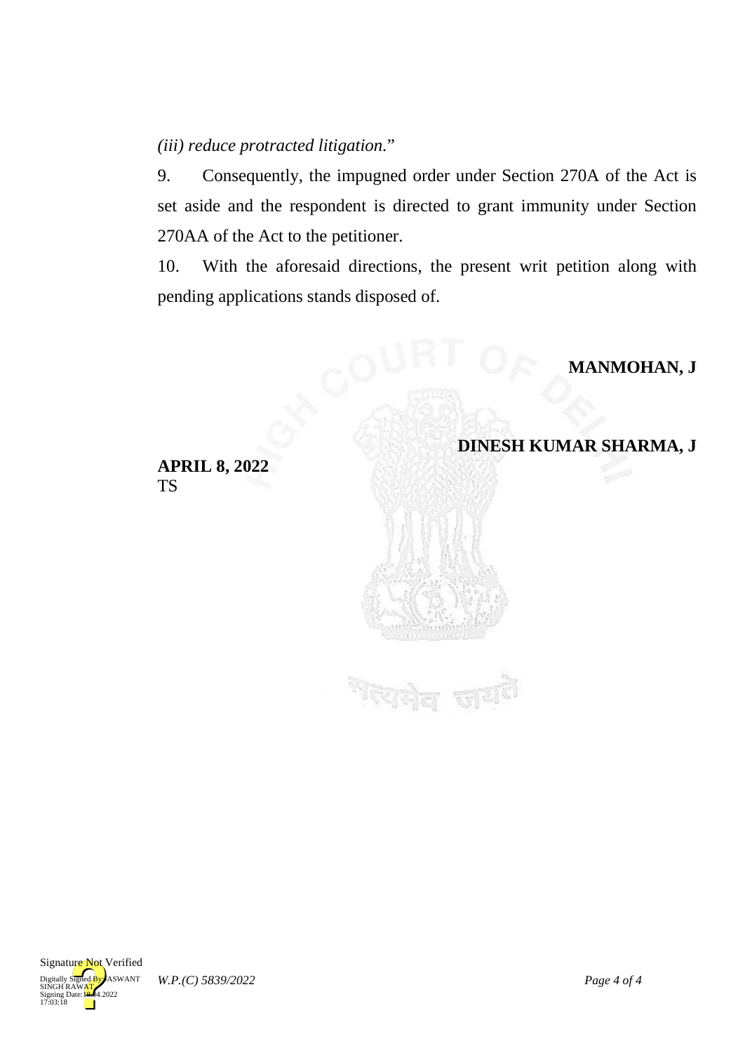*(iii) reduce protracted litigation.*"

9. Consequently, the impugned order under Section 270A of the Act is set aside and the respondent is directed to grant immunity under Section 270AA of the Act to the petitioner.

10. With the aforesaid directions, the present writ petition along with pending applications stands disposed of.

**MANMOHAN, J**

**DINESH KUMAR SHARMA, J**

**APRIL 8, 2022**
TS